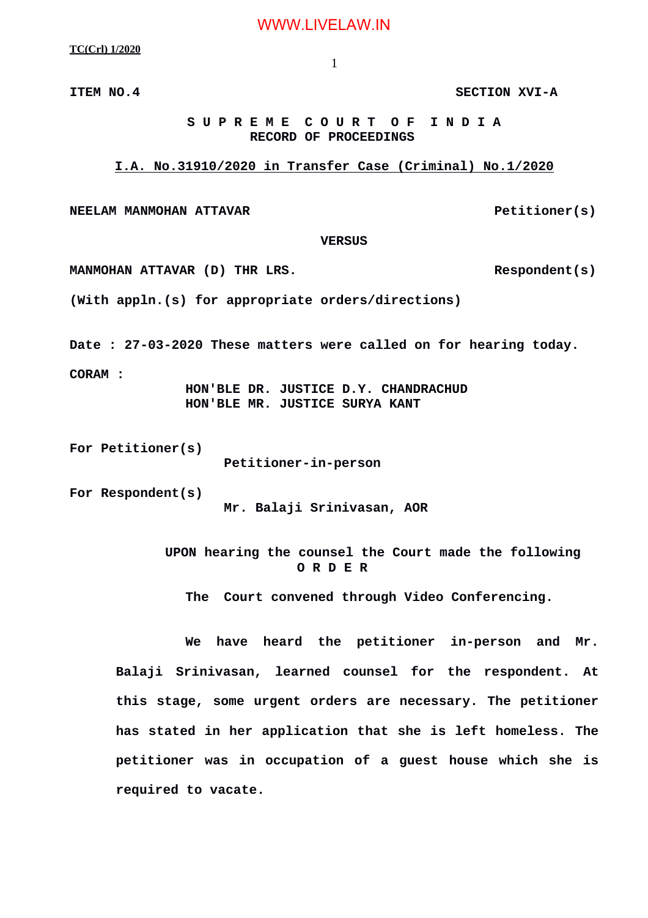ITEM NO.4 SECTION XVI-A

**S U P R E M E C O U R T O F I N D I A**
**RECORD OF PROCEEDINGS**

**I.A. No.31910/2020 in Transfer Case (Criminal) No.1/2020**

NEELAM MANMOHAN ATTAVAR Petitioner(s)

VERSUS

MANMOHAN ATTAVAR (D) THR LRS. Respondent(s)

(With appln.(s) for appropriate orders/directions)

Date : 27-03-2020 These matters were called on for hearing today.

CORAM :
HON'BLE DR. JUSTICE D.Y. CHANDRACHUD
HON'BLE MR. JUSTICE SURYA KANT

For Petitioner(s)
Petitioner-in-person

For Respondent(s)
Mr. Balaji Srinivasan, AOR

UPON hearing the counsel the Court made the following

**O R D E R**

The Court convened through Video Conferencing.

We have heard the petitioner in-person and Mr. Balaji Srinivasan, learned counsel for the respondent. At this stage, some urgent orders are necessary. The petitioner has stated in her application that she is left homeless. The petitioner was in occupation of a guest house which she is required to vacate.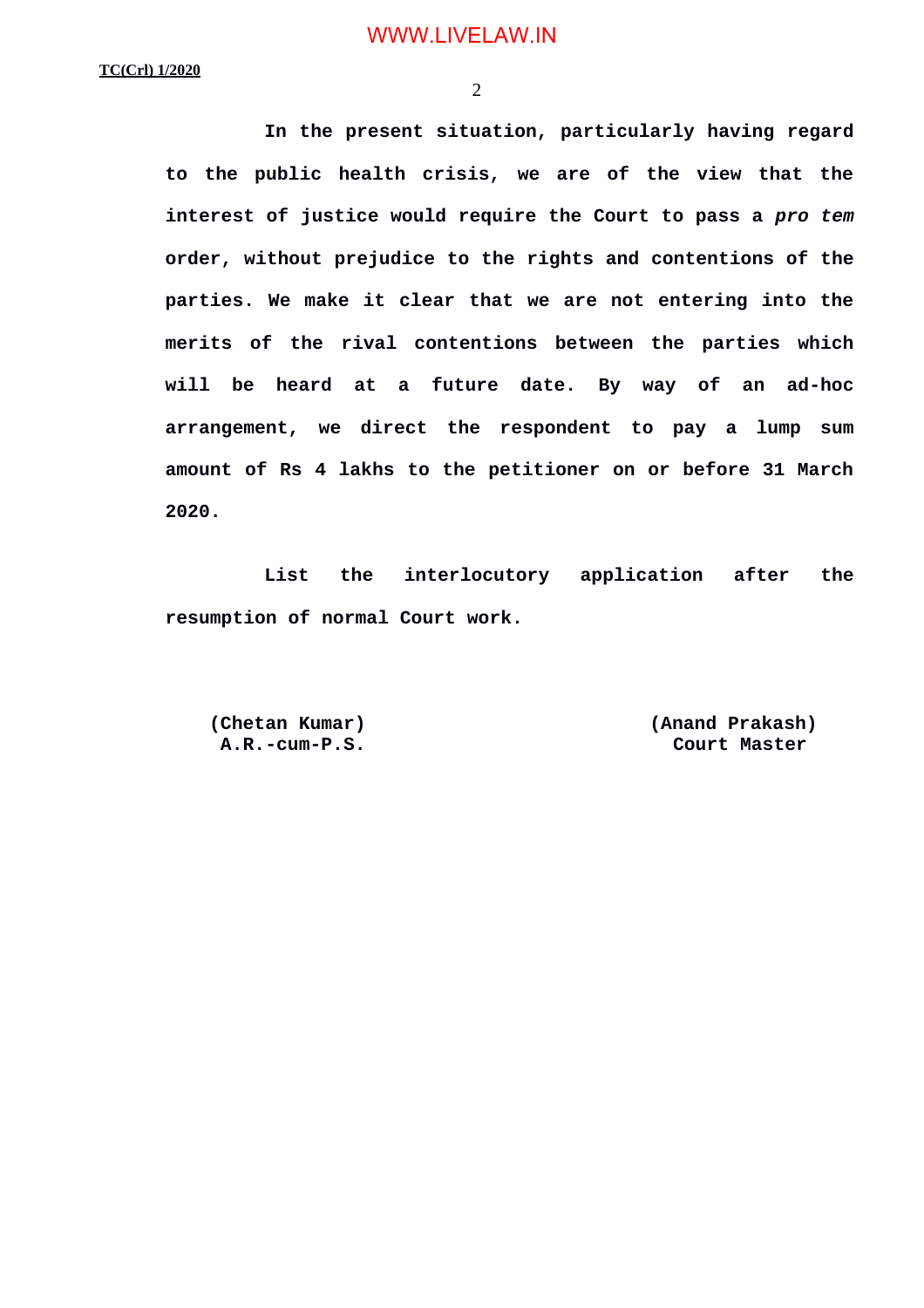**In the present situation, particularly having regard to the public health crisis, we are of the view that the interest of justice would require the Court to pass a *pro tem* order, without prejudice to the rights and contentions of the parties. We make it clear that we are not entering into the merits of the rival contentions between the parties which will be heard at a future date. By way of an ad-hoc arrangement, we direct the respondent to pay a lump sum amount of Rs 4 lakhs to the petitioner on or before 31 March 2020.**

**List the interlocutory application after the resumption of normal Court work.**

| | |
|---|---|
| **(Chetan Kumar)** | **(Anand Prakash)** |
| **A.R.-cum-P.S.** | **Court Master** |